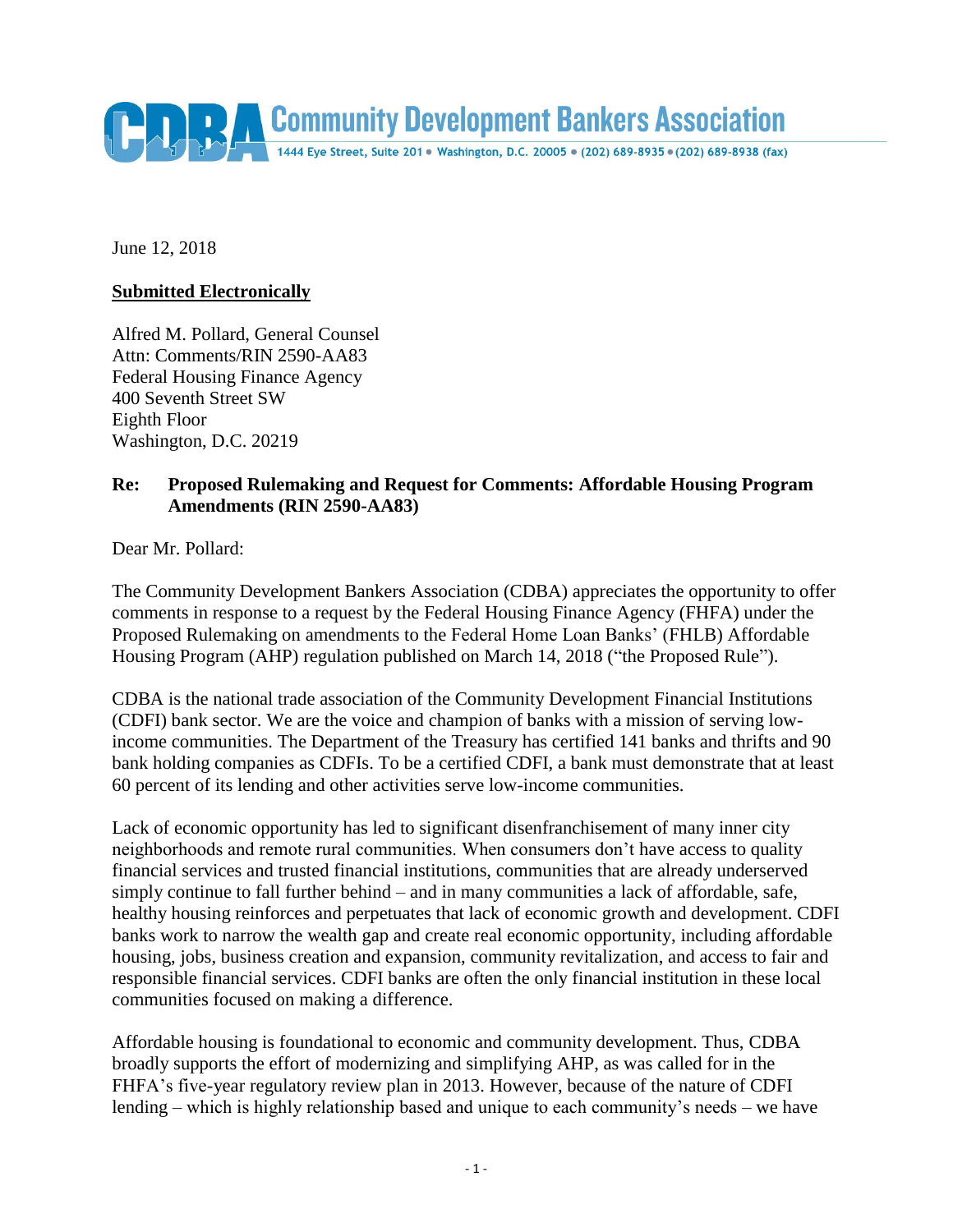# Community Development Bankers Association

1444 Eye Street, Suite 201 • Washington, D.C. 20005 • (202) 689-8935 • (202) 689-8938 (fax)

June 12, 2018

**Submitted Electronically**

Alfred M. Pollard, General Counsel
Attn: Comments/RIN 2590-AA83
Federal Housing Finance Agency
400 Seventh Street SW
Eighth Floor
Washington, D.C. 20219

**Re: Proposed Rulemaking and Request for Comments: Affordable Housing Program Amendments (RIN 2590-AA83)**

Dear Mr. Pollard:

The Community Development Bankers Association (CDBA) appreciates the opportunity to offer comments in response to a request by the Federal Housing Finance Agency (FHFA) under the Proposed Rulemaking on amendments to the Federal Home Loan Banks' (FHLB) Affordable Housing Program (AHP) regulation published on March 14, 2018 ("the Proposed Rule").

CDBA is the national trade association of the Community Development Financial Institutions (CDFI) bank sector. We are the voice and champion of banks with a mission of serving low-income communities. The Department of the Treasury has certified 141 banks and thrifts and 90 bank holding companies as CDFIs. To be a certified CDFI, a bank must demonstrate that at least 60 percent of its lending and other activities serve low-income communities.

Lack of economic opportunity has led to significant disenfranchisement of many inner city neighborhoods and remote rural communities. When consumers don't have access to quality financial services and trusted financial institutions, communities that are already underserved simply continue to fall further behind – and in many communities a lack of affordable, safe, healthy housing reinforces and perpetuates that lack of economic growth and development. CDFI banks work to narrow the wealth gap and create real economic opportunity, including affordable housing, jobs, business creation and expansion, community revitalization, and access to fair and responsible financial services. CDFI banks are often the only financial institution in these local communities focused on making a difference.

Affordable housing is foundational to economic and community development. Thus, CDBA broadly supports the effort of modernizing and simplifying AHP, as was called for in the FHFA's five-year regulatory review plan in 2013. However, because of the nature of CDFI lending – which is highly relationship based and unique to each community's needs – we have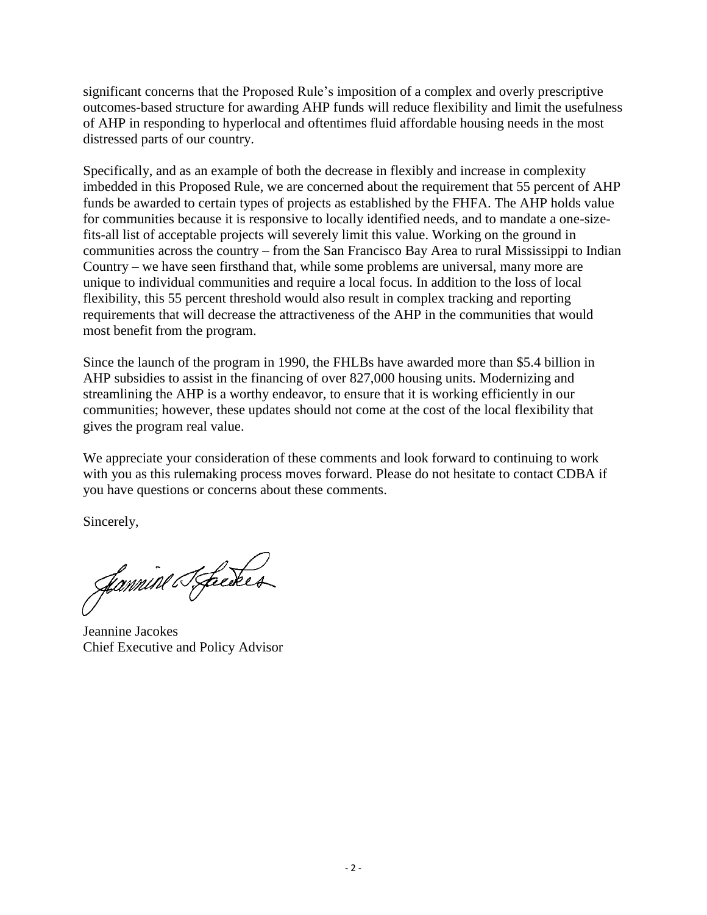significant concerns that the Proposed Rule's imposition of a complex and overly prescriptive outcomes-based structure for awarding AHP funds will reduce flexibility and limit the usefulness of AHP in responding to hyperlocal and oftentimes fluid affordable housing needs in the most distressed parts of our country.

Specifically, and as an example of both the decrease in flexibly and increase in complexity imbedded in this Proposed Rule, we are concerned about the requirement that 55 percent of AHP funds be awarded to certain types of projects as established by the FHFA. The AHP holds value for communities because it is responsive to locally identified needs, and to mandate a one-size-fits-all list of acceptable projects will severely limit this value. Working on the ground in communities across the country – from the San Francisco Bay Area to rural Mississippi to Indian Country – we have seen firsthand that, while some problems are universal, many more are unique to individual communities and require a local focus. In addition to the loss of local flexibility, this 55 percent threshold would also result in complex tracking and reporting requirements that will decrease the attractiveness of the AHP in the communities that would most benefit from the program.

Since the launch of the program in 1990, the FHLBs have awarded more than $5.4 billion in AHP subsidies to assist in the financing of over 827,000 housing units. Modernizing and streamlining the AHP is a worthy endeavor, to ensure that it is working efficiently in our communities; however, these updates should not come at the cost of the local flexibility that gives the program real value.

We appreciate your consideration of these comments and look forward to continuing to work with you as this rulemaking process moves forward. Please do not hesitate to contact CDBA if you have questions or concerns about these comments.

Sincerely,

Jeannine Jacokes
Chief Executive and Policy Advisor